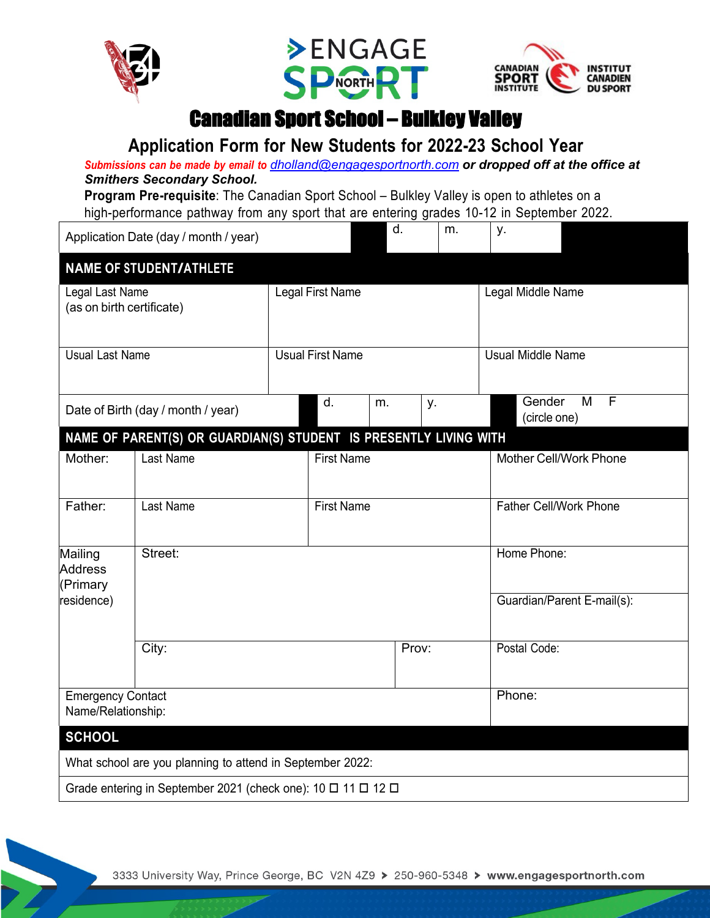# Canadian Sport School – Bulkley Valley

## Application Form for New Students for 2022-23 School Year

***Submissions can be made by email to dholland@engagesportnorth.com or dropped off at the office at Smithers Secondary School.***

**Program Pre-requisite**: The Canadian Sport School – Bulkley Valley is open to athletes on a high-performance pathway from any sport that are entering grades 10-12 in September 2022.

| Application Date (day / month / year) | d. | m. | y. |
|---|---|---|---|

**NAME OF STUDENT/ATHLETE**

| Legal Last Name (as on birth certificate) | Legal First Name | Legal Middle Name |
|---|---|---|
| Usual Last Name | Usual First Name | Usual Middle Name |

| Date of Birth (day / month / year) | d. | m. | y. | Gender (circle one) M F |
|---|---|---|---|---|

**NAME OF PARENT(S) OR GUARDIAN(S) STUDENT IS PRESENTLY LIVING WITH**

| | | | |
|---|---|---|---|
| Mother: | Last Name | First Name | Mother Cell/Work Phone |
| Father: | Last Name | First Name | Father Cell/Work Phone |
| Mailing Address (Primary residence) | Street: | | Home Phone: |
| | | | Guardian/Parent E-mail(s): |
| | City: | Prov: | Postal Code: |
| Emergency Contact Name/Relationship: | | | Phone: |

**SCHOOL**

| |
|---|
| What school are you planning to attend in September 2022: |
| Grade entering in September 2021 (check one): 10 ☐ 11 ☐ 12 ☐ |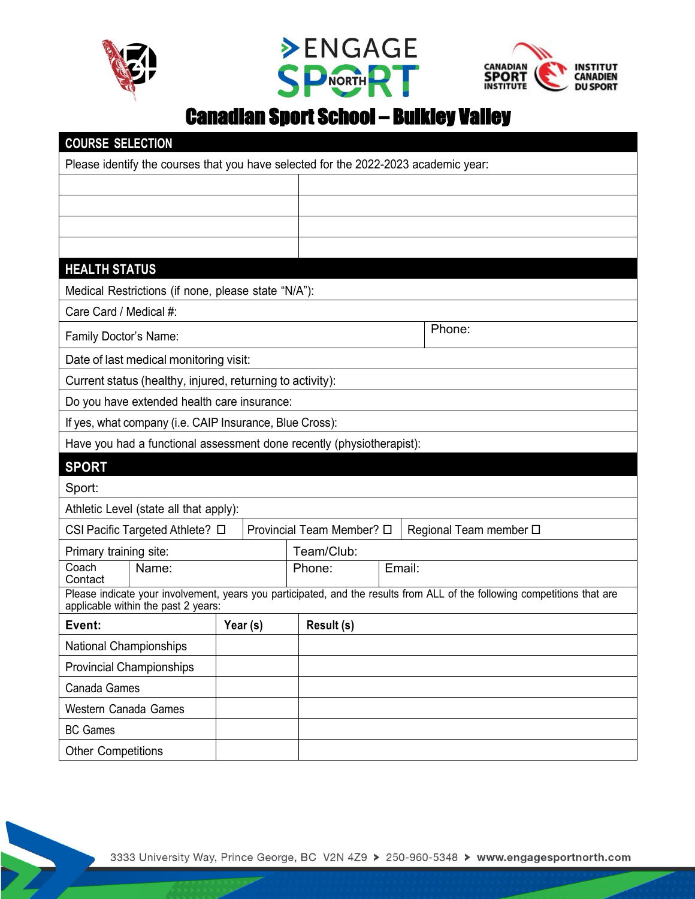# Canadian Sport School – Bulkley Valley

## COURSE SELECTION

Please identify the courses that you have selected for the 2022-2023 academic year:

| | |
|---|---|
| | |
| | |
| | |
| | |

## HEALTH STATUS

Medical Restrictions (if none, please state “N/A”):

Care Card / Medical #:

Family Doctor’s Name: Phone:

Date of last medical monitoring visit:

Current status (healthy, injured, returning to activity):

Do you have extended health care insurance:

If yes, what company (i.e. CAIP Insurance, Blue Cross):

Have you had a functional assessment done recently (physiotherapist):

## SPORT

Sport:

Athletic Level (state all that apply):

CSI Pacific Targeted Athlete? ☐ Provincial Team Member? ☐ Regional Team member ☐

Primary training site: Team/Club:

Coach Contact Name: Phone: Email:

Please indicate your involvement, years you participated, and the results from ALL of the following competitions that are applicable within the past 2 years:

| Event: | Year (s) | Result (s) |
|---|---|---|
| National Championships | | |
| Provincial Championships | | |
| Canada Games | | |
| Western Canada Games | | |
| BC Games | | |
| Other Competitions | | |

3333 University Way, Prince George, BC V2N 4Z9 ➤ 250-960-5348 ➤ www.engagesportnorth.com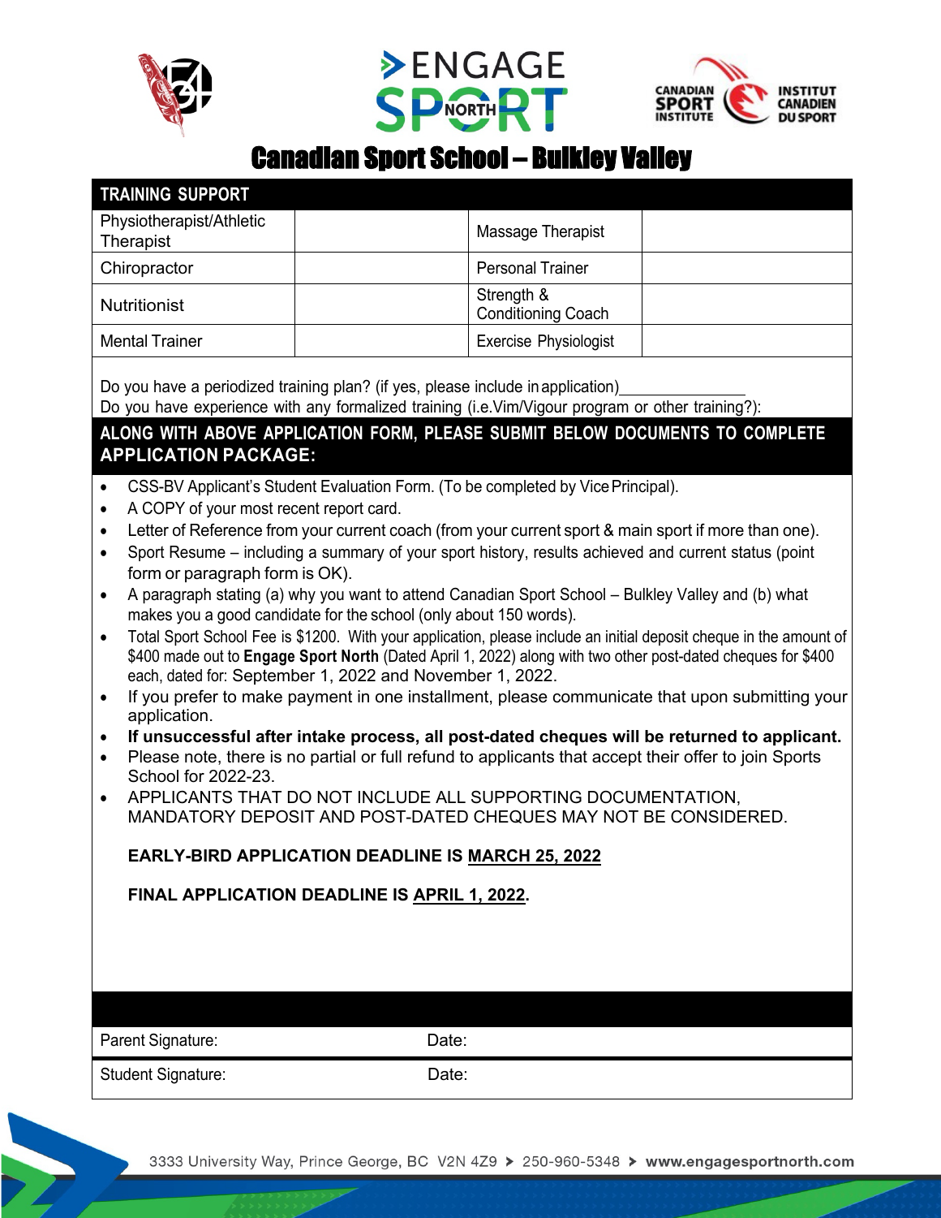# Canadian Sport School – Bulkley Valley

| TRAINING SUPPORT | | | |
|---|---|---|---|
| Physiotherapist/Athletic Therapist | | Massage Therapist | |
| Chiropractor | | Personal Trainer | |
| Nutritionist | | Strength & Conditioning Coach | |
| Mental Trainer | | Exercise Physiologist | |

Do you have a periodized training plan? (if yes, please include in application)_______________

Do you have experience with any formalized training (i.e.Vim/Vigour program or other training?):

## ALONG WITH ABOVE APPLICATION FORM, PLEASE SUBMIT BELOW DOCUMENTS TO COMPLETE APPLICATION PACKAGE:

- CSS-BV Applicant's Student Evaluation Form. (To be completed by Vice Principal).
- A COPY of your most recent report card.
- Letter of Reference from your current coach (from your current sport & main sport if more than one).
- Sport Resume – including a summary of your sport history, results achieved and current status (point form or paragraph form is OK).
- A paragraph stating (a) why you want to attend Canadian Sport School – Bulkley Valley and (b) what makes you a good candidate for the school (only about 150 words).
- Total Sport School Fee is $1200. With your application, please include an initial deposit cheque in the amount of $400 made out to **Engage Sport North** (Dated April 1, 2022) along with two other post-dated cheques for $400 each, dated for: September 1, 2022 and November 1, 2022.
- If you prefer to make payment in one installment, please communicate that upon submitting your application.
- **If unsuccessful after intake process, all post-dated cheques will be returned to applicant.**
- Please note, there is no partial or full refund to applicants that accept their offer to join Sports School for 2022-23.
- APPLICANTS THAT DO NOT INCLUDE ALL SUPPORTING DOCUMENTATION, MANDATORY DEPOSIT AND POST-DATED CHEQUES MAY NOT BE CONSIDERED.

**EARLY-BIRD APPLICATION DEADLINE IS MARCH 25, 2022**

**FINAL APPLICATION DEADLINE IS APRIL 1, 2022.**

| Parent Signature: | Date: |
|---|---|
| Student Signature: | Date: |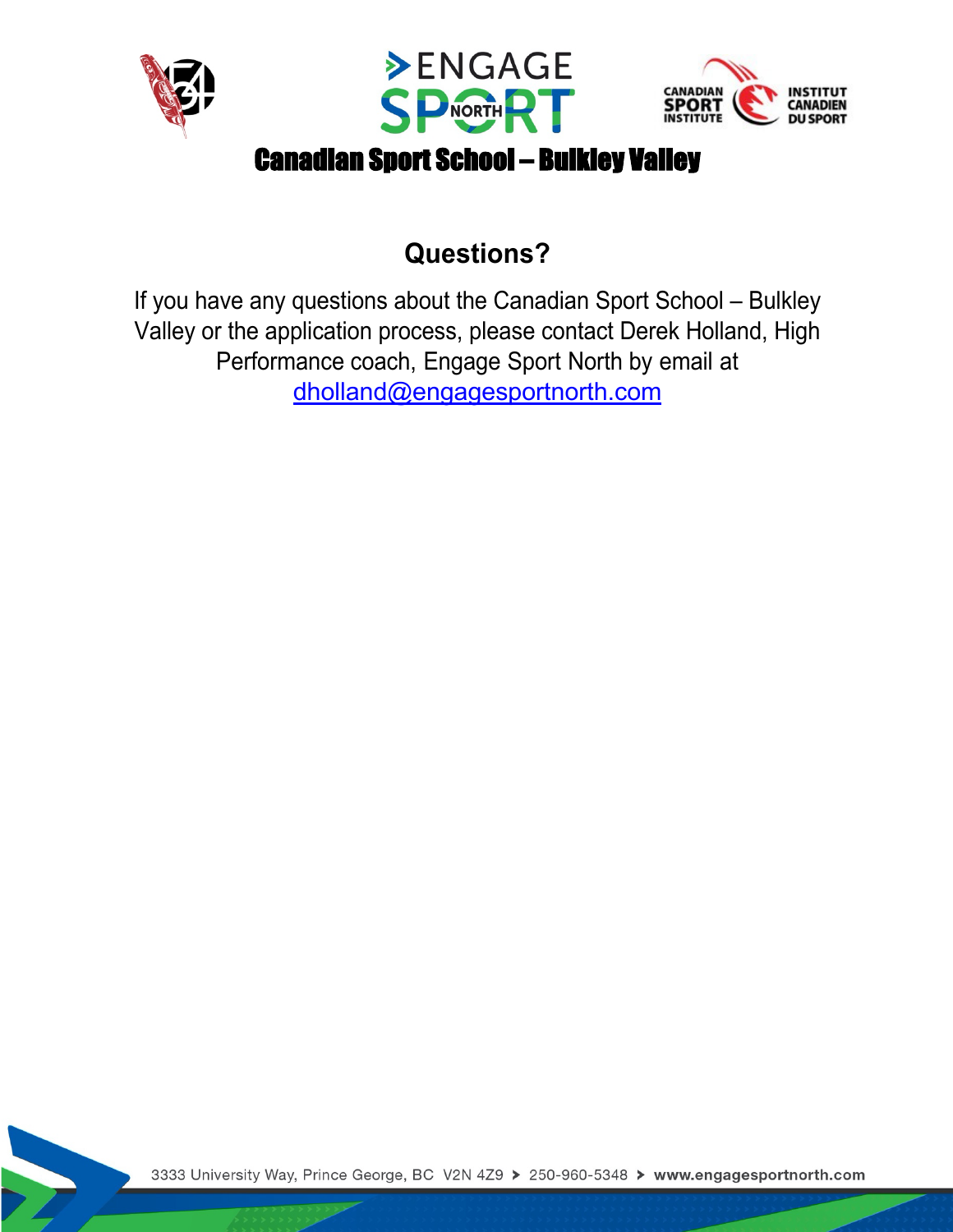# Canadian Sport School – Bulkley Valley

## Questions?

If you have any questions about the Canadian Sport School – Bulkley Valley or the application process, please contact Derek Holland, High Performance coach, Engage Sport North by email at dholland@engagesportnorth.com